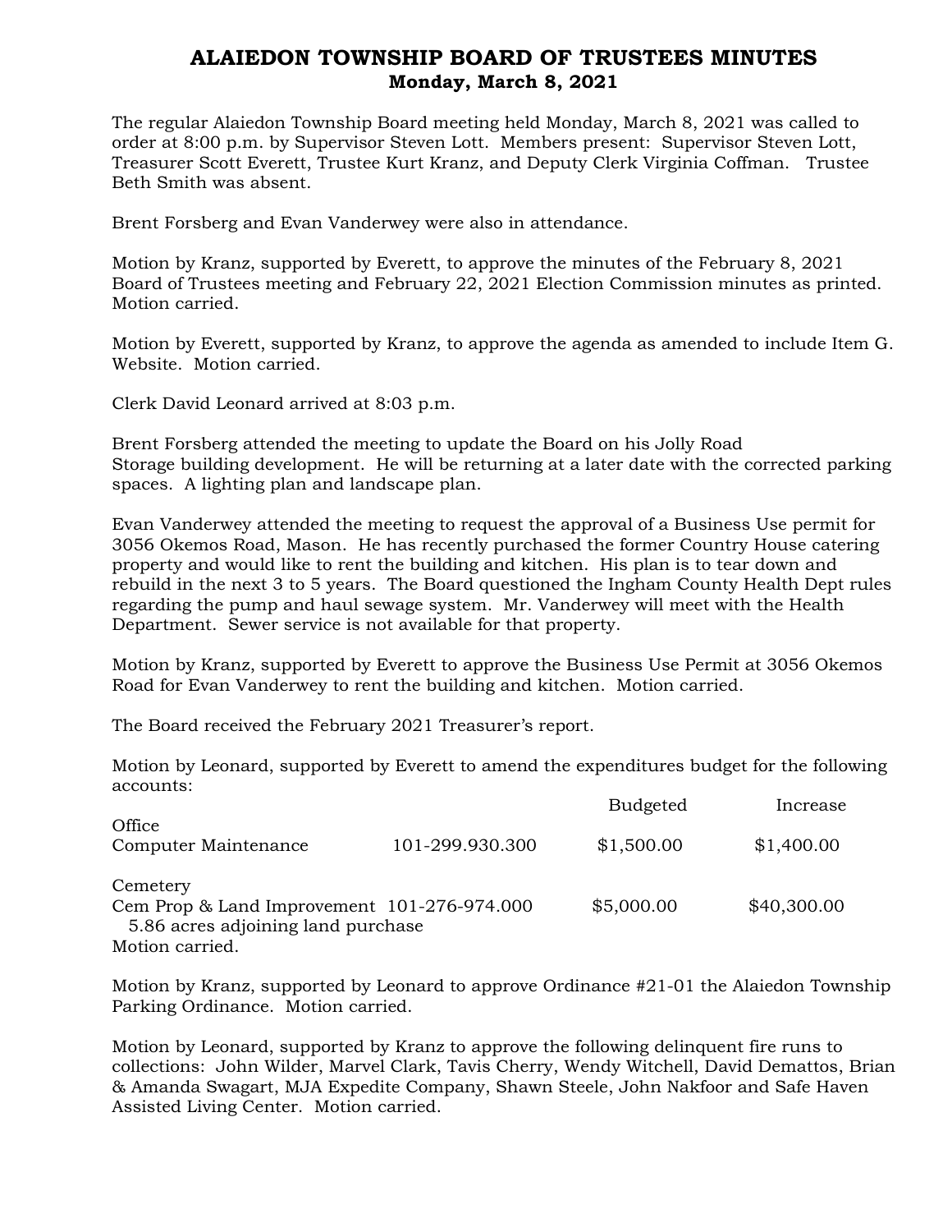# ALAIEDON TOWNSHIP BOARD OF TRUSTEES MINUTES
## Monday, March 8, 2021

The regular Alaiedon Township Board meeting held Monday, March 8, 2021 was called to order at 8:00 p.m. by Supervisor Steven Lott. Members present: Supervisor Steven Lott, Treasurer Scott Everett, Trustee Kurt Kranz, and Deputy Clerk Virginia Coffman. Trustee Beth Smith was absent.

Brent Forsberg and Evan Vanderwey were also in attendance.

Motion by Kranz, supported by Everett, to approve the minutes of the February 8, 2021 Board of Trustees meeting and February 22, 2021 Election Commission minutes as printed. Motion carried.

Motion by Everett, supported by Kranz, to approve the agenda as amended to include Item G. Website. Motion carried.

Clerk David Leonard arrived at 8:03 p.m.

Brent Forsberg attended the meeting to update the Board on his Jolly Road Storage building development. He will be returning at a later date with the corrected parking spaces. A lighting plan and landscape plan.

Evan Vanderwey attended the meeting to request the approval of a Business Use permit for 3056 Okemos Road, Mason. He has recently purchased the former Country House catering property and would like to rent the building and kitchen. His plan is to tear down and rebuild in the next 3 to 5 years. The Board questioned the Ingham County Health Dept rules regarding the pump and haul sewage system. Mr. Vanderwey will meet with the Health Department. Sewer service is not available for that property.

Motion by Kranz, supported by Everett to approve the Business Use Permit at 3056 Okemos Road for Evan Vanderwey to rent the building and kitchen. Motion carried.

The Board received the February 2021 Treasurer's report.

Motion by Leonard, supported by Everett to amend the expenditures budget for the following accounts:

| | | Budgeted | Increase |
|---|---|---|---|
| Office | | | |
| Computer Maintenance | 101-299.930.300 | $1,500.00 | $1,400.00 |
| Cemetery | | | |
| Cem Prop & Land Improvement | 101-276-974.000 | $5,000.00 | $40,300.00 |
| 5.86 acres adjoining land purchase | | | |

Motion carried.

Motion by Kranz, supported by Leonard to approve Ordinance #21-01 the Alaiedon Township Parking Ordinance. Motion carried.

Motion by Leonard, supported by Kranz to approve the following delinquent fire runs to collections: John Wilder, Marvel Clark, Tavis Cherry, Wendy Witchell, David Demattos, Brian & Amanda Swagart, MJA Expedite Company, Shawn Steele, John Nakfoor and Safe Haven Assisted Living Center. Motion carried.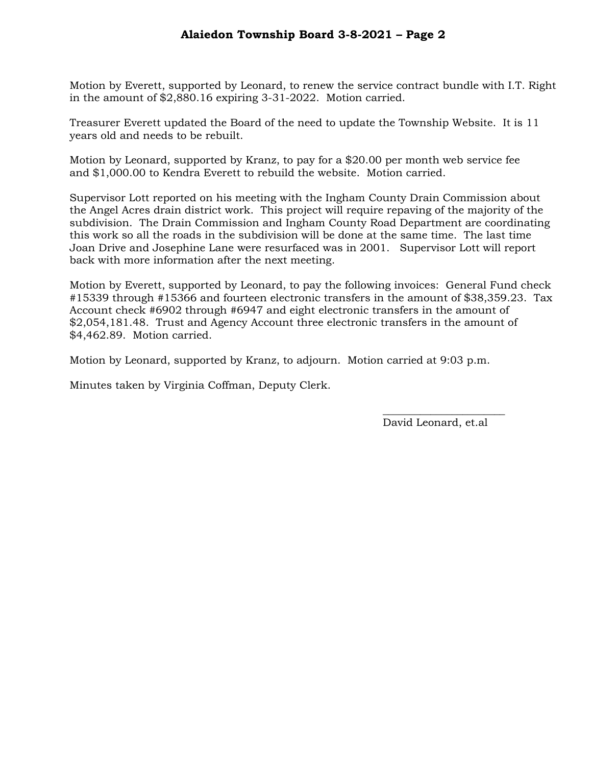Motion by Everett, supported by Leonard, to renew the service contract bundle with I.T. Right in the amount of $2,880.16 expiring 3-31-2022. Motion carried.

Treasurer Everett updated the Board of the need to update the Township Website. It is 11 years old and needs to be rebuilt.

Motion by Leonard, supported by Kranz, to pay for a $20.00 per month web service fee and $1,000.00 to Kendra Everett to rebuild the website. Motion carried.

Supervisor Lott reported on his meeting with the Ingham County Drain Commission about the Angel Acres drain district work. This project will require repaving of the majority of the subdivision. The Drain Commission and Ingham County Road Department are coordinating this work so all the roads in the subdivision will be done at the same time. The last time Joan Drive and Josephine Lane were resurfaced was in 2001. Supervisor Lott will report back with more information after the next meeting.

Motion by Everett, supported by Leonard, to pay the following invoices: General Fund check #15339 through #15366 and fourteen electronic transfers in the amount of $38,359.23. Tax Account check #6902 through #6947 and eight electronic transfers in the amount of $2,054,181.48. Trust and Agency Account three electronic transfers in the amount of $4,462.89. Motion carried.

Motion by Leonard, supported by Kranz, to adjourn. Motion carried at 9:03 p.m.

Minutes taken by Virginia Coffman, Deputy Clerk.

______________________

David Leonard, et.al